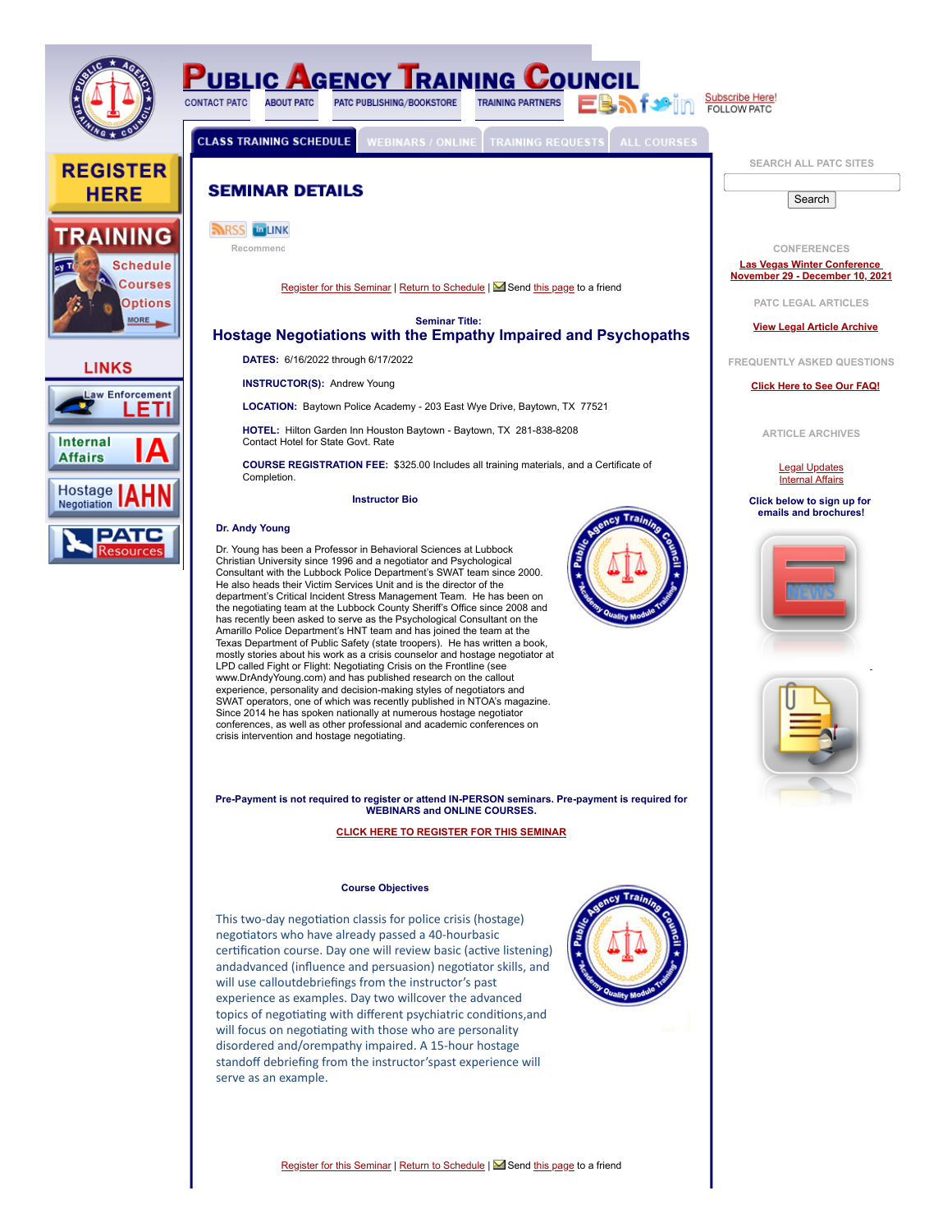# PUBLIC AGENCY TRAINING COUNCIL

CONTACT PATC | ABOUT PATC | PATC PUBLISHING/BOOKSTORE | TRAINING PARTNERS

Subscribe Here!
FOLLOW PATC

CLASS TRAINING SCHEDULE | WEBINARS / ONLINE | TRAINING REQUESTS | ALL COURSES

REGISTER HERE

TRAINING Schedule Courses Options MORE

LINKS

Law Enforcement LETI

Internal Affairs IA

Hostage Negotiation IAHN

PATC Resources

## SEMINAR DETAILS

RSS LINK

Recommend

Register for this Seminar | Return to Schedule | Send this page to a friend

**Seminar Title:**

## Hostage Negotiations with the Empathy Impaired and Psychopaths

**DATES:** 6/16/2022 through 6/17/2022

**INSTRUCTOR(S):** Andrew Young

**LOCATION:** Baytown Police Academy - 203 East Wye Drive, Baytown, TX 77521

**HOTEL:** Hilton Garden Inn Houston Baytown - Baytown, TX 281-838-8208
Contact Hotel for State Govt. Rate

**COURSE REGISTRATION FEE:** $325.00 Includes all training materials, and a Certificate of Completion.

**Instructor Bio**

**Dr. Andy Young**

Dr. Young has been a Professor in Behavioral Sciences at Lubbock Christian University since 1996 and a negotiator and Psychological Consultant with the Lubbock Police Department's SWAT team since 2000. He also heads their Victim Services Unit and is the director of the department's Critical Incident Stress Management Team. He has been on the negotiating team at the Lubbock County Sheriff's Office since 2008 and has recently been asked to serve as the Psychological Consultant on the Amarillo Police Department's HNT team and has joined the team at the Texas Department of Public Safety (state troopers). He has written a book, mostly stories about his work as a crisis counselor and hostage negotiator at LPD called Fight or Flight: Negotiating Crisis on the Frontline (see www.DrAndyYoung.com) and has published research on the callout experience, personality and decision-making styles of negotiators and SWAT operators, one of which was recently published in NTOA's magazine. Since 2014 he has spoken nationally at numerous hostage negotiator conferences, as well as other professional and academic conferences on crisis intervention and hostage negotiating.

**Pre-Payment is not required to register or attend IN-PERSON seminars. Pre-payment is required for WEBINARS and ONLINE COURSES.**

**CLICK HERE TO REGISTER FOR THIS SEMINAR**

**Course Objectives**

This two-day negotiation classfis for police crisis (hostage) negotiators who have already passed a 40-hourbasic certification course. Day one will review basic (active listening) andadvanced (influence and persuasion) negotiator skills, and will use calloutdebriefings from the instructor's past experience as examples. Day two willcover the advanced topics of negotiating with different psychiatric conditions,and will focus on negotiating with those who are personality disordered and/orempathy impaired. A 15-hour hostage standoff debriefing from the instructor'spast experience will serve as an example.

Register for this Seminar | Return to Schedule | Send this page to a friend

SEARCH ALL PATC SITES

Search

CONFERENCES

Las Vegas Winter Conference
November 29 - December 10, 2021

PATC LEGAL ARTICLES

View Legal Article Archive

FREQUENTLY ASKED QUESTIONS

Click Here to See Our FAQ!

ARTICLE ARCHIVES

Legal Updates
Internal Affairs

**Click below to sign up for emails and brochures!**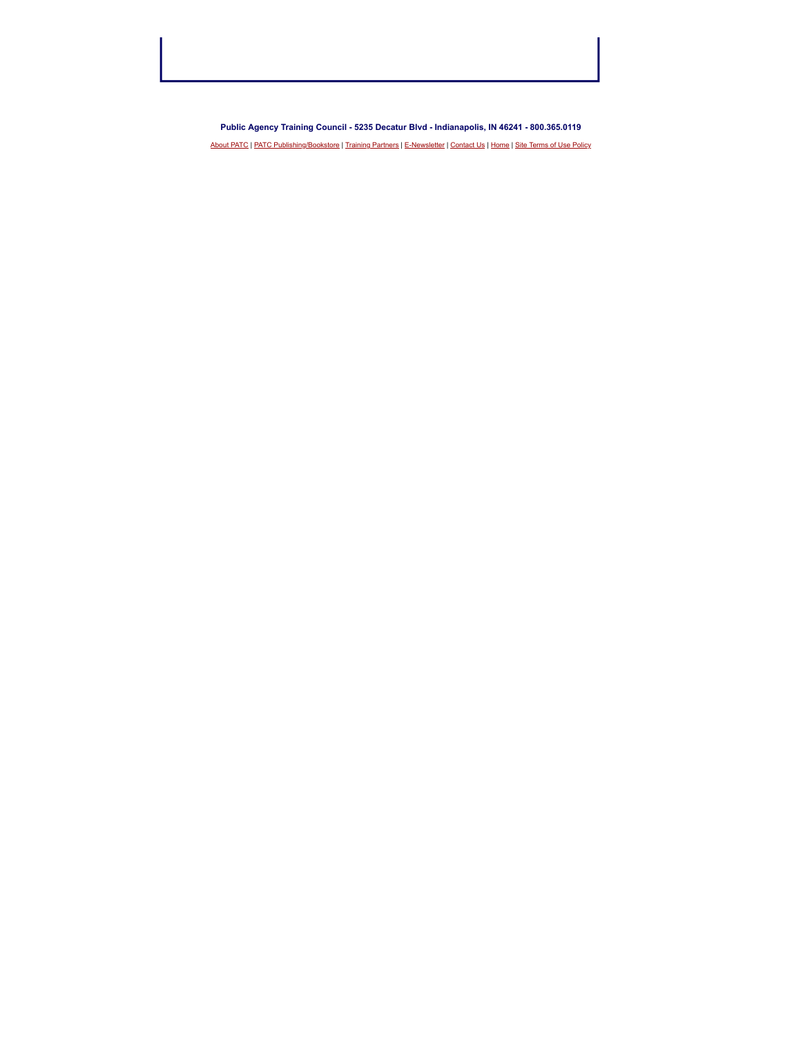**Public Agency Training Council - 5235 Decatur Blvd - Indianapolis, IN 46241 - 800.365.0119**

About PATC | PATC Publishing/Bookstore | Training Partners | E-Newsletter | Contact Us | Home | Site Terms of Use Policy